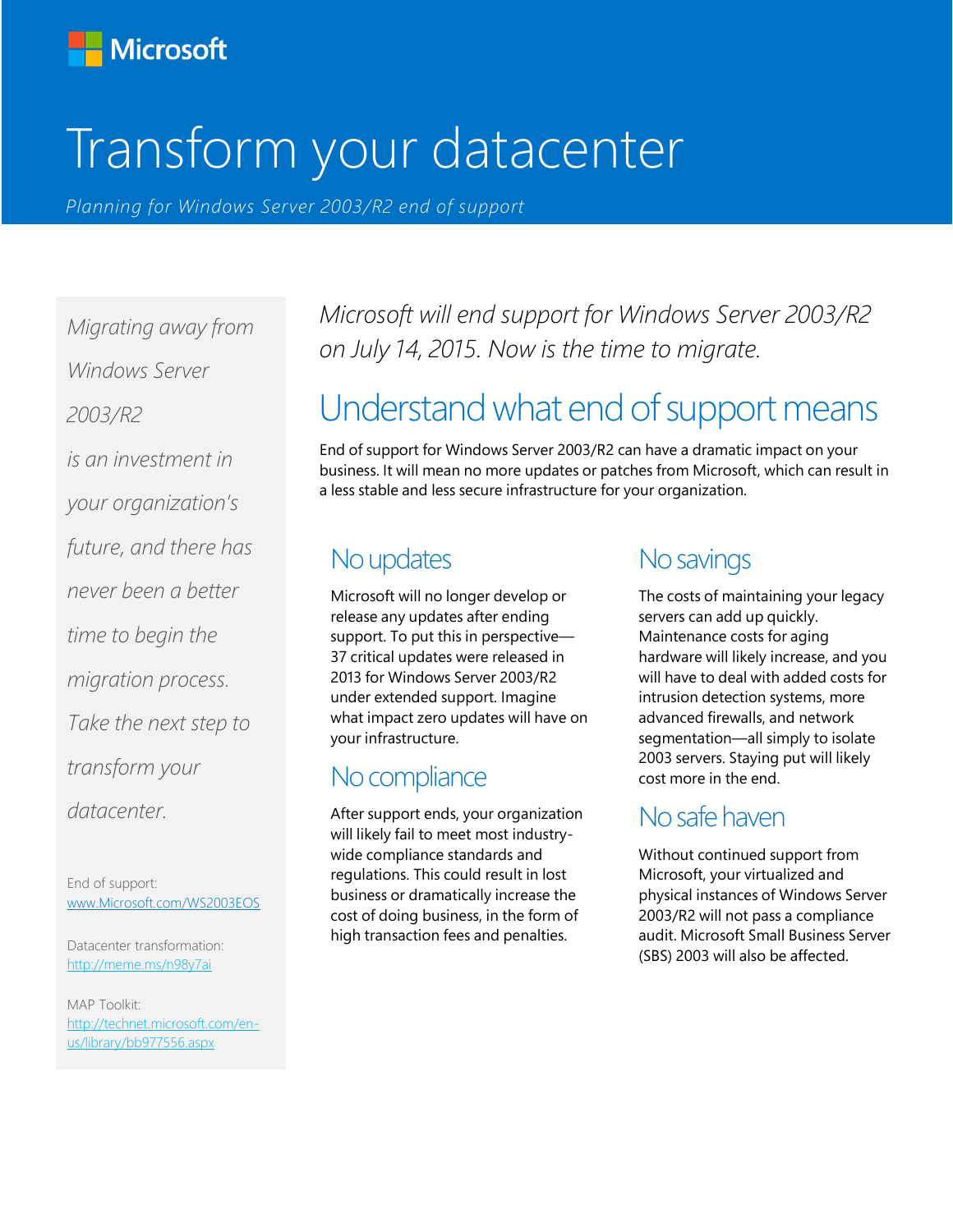Microsoft

# Transform your datacenter

*Planning for Windows Server 2003/R2 end of support*

*Migrating away from Windows Server 2003/R2 is an investment in your organization's future, and there has never been a better time to begin the migration process. Take the next step to transform your datacenter.*

End of support:
www.Microsoft.com/WS2003EOS

Datacenter transformation:
http://meme.ms/n98y7ai

MAP Toolkit:
http://technet.microsoft.com/en-us/library/bb977556.aspx

*Microsoft will end support for Windows Server 2003/R2 on July 14, 2015. Now is the time to migrate.*

## Understand what end of support means

End of support for Windows Server 2003/R2 can have a dramatic impact on your business. It will mean no more updates or patches from Microsoft, which can result in a less stable and less secure infrastructure for your organization.

### No updates

Microsoft will no longer develop or release any updates after ending support. To put this in perspective—37 critical updates were released in 2013 for Windows Server 2003/R2 under extended support. Imagine what impact zero updates will have on your infrastructure.

### No compliance

After support ends, your organization will likely fail to meet most industry-wide compliance standards and regulations. This could result in lost business or dramatically increase the cost of doing business, in the form of high transaction fees and penalties.

### No savings

The costs of maintaining your legacy servers can add up quickly. Maintenance costs for aging hardware will likely increase, and you will have to deal with added costs for intrusion detection systems, more advanced firewalls, and network segmentation—all simply to isolate 2003 servers. Staying put will likely cost more in the end.

### No safe haven

Without continued support from Microsoft, your virtualized and physical instances of Windows Server 2003/R2 will not pass a compliance audit. Microsoft Small Business Server (SBS) 2003 will also be affected.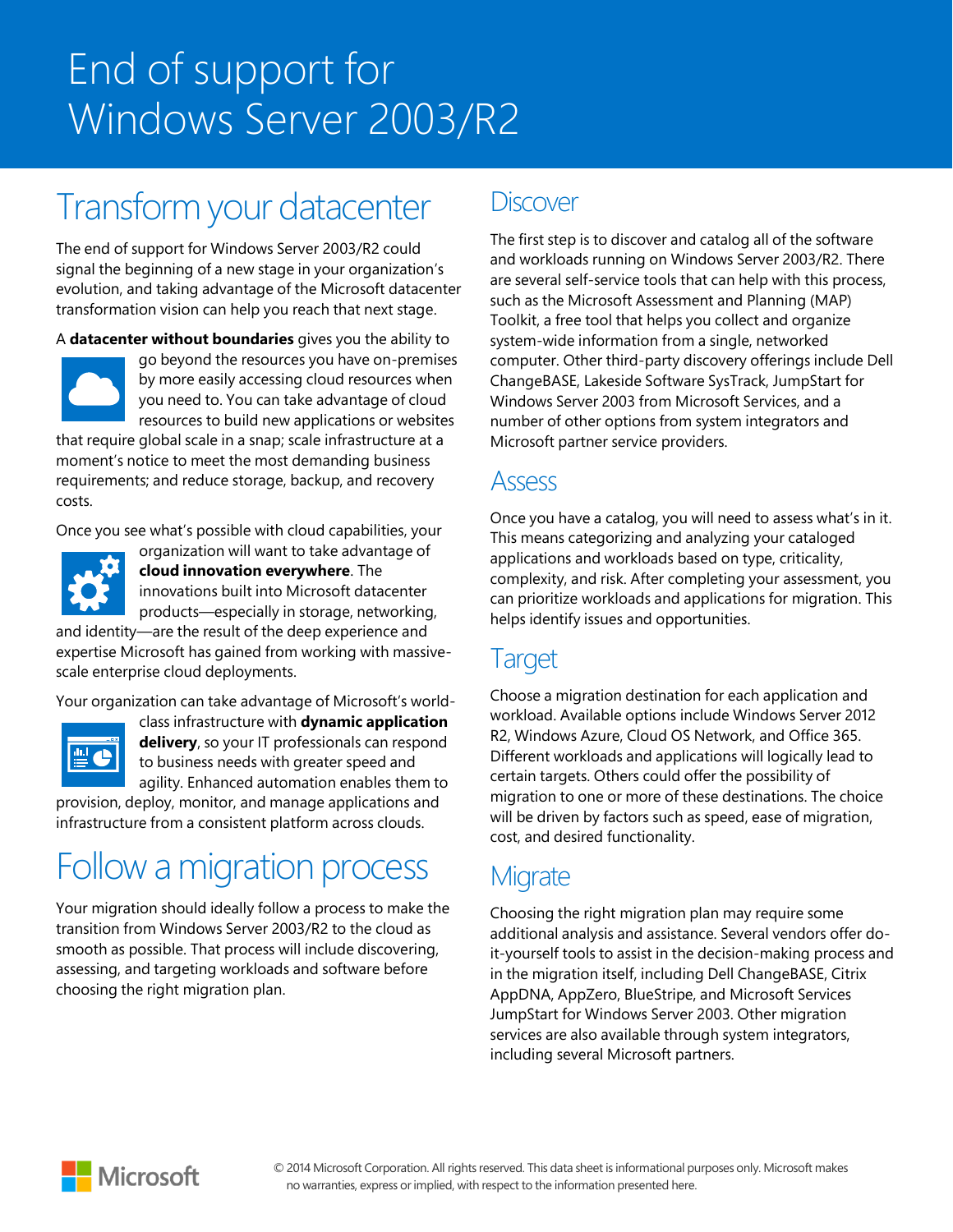# End of support for Windows Server 2003/R2

## Transform your datacenter

The end of support for Windows Server 2003/R2 could signal the beginning of a new stage in your organization's evolution, and taking advantage of the Microsoft datacenter transformation vision can help you reach that next stage.

A **datacenter without boundaries** gives you the ability to go beyond the resources you have on-premises by more easily accessing cloud resources when you need to. You can take advantage of cloud resources to build new applications or websites that require global scale in a snap; scale infrastructure at a moment's notice to meet the most demanding business requirements; and reduce storage, backup, and recovery costs.

Once you see what's possible with cloud capabilities, your organization will want to take advantage of **cloud innovation everywhere**. The innovations built into Microsoft datacenter products—especially in storage, networking, and identity—are the result of the deep experience and expertise Microsoft has gained from working with massive-scale enterprise cloud deployments.

Your organization can take advantage of Microsoft's world-class infrastructure with **dynamic application delivery**, so your IT professionals can respond to business needs with greater speed and agility. Enhanced automation enables them to provision, deploy, monitor, and manage applications and infrastructure from a consistent platform across clouds.

## Follow a migration process

Your migration should ideally follow a process to make the transition from Windows Server 2003/R2 to the cloud as smooth as possible. That process will include discovering, assessing, and targeting workloads and software before choosing the right migration plan.

### Discover

The first step is to discover and catalog all of the software and workloads running on Windows Server 2003/R2. There are several self-service tools that can help with this process, such as the Microsoft Assessment and Planning (MAP) Toolkit, a free tool that helps you collect and organize system-wide information from a single, networked computer. Other third-party discovery offerings include Dell ChangeBASE, Lakeside Software SysTrack, JumpStart for Windows Server 2003 from Microsoft Services, and a number of other options from system integrators and Microsoft partner service providers.

### Assess

Once you have a catalog, you will need to assess what's in it. This means categorizing and analyzing your cataloged applications and workloads based on type, criticality, complexity, and risk. After completing your assessment, you can prioritize workloads and applications for migration. This helps identify issues and opportunities.

### Target

Choose a migration destination for each application and workload. Available options include Windows Server 2012 R2, Windows Azure, Cloud OS Network, and Office 365. Different workloads and applications will logically lead to certain targets. Others could offer the possibility of migration to one or more of these destinations. The choice will be driven by factors such as speed, ease of migration, cost, and desired functionality.

### Migrate

Choosing the right migration plan may require some additional analysis and assistance. Several vendors offer do-it-yourself tools to assist in the decision-making process and in the migration itself, including Dell ChangeBASE, Citrix AppDNA, AppZero, BlueStripe, and Microsoft Services JumpStart for Windows Server 2003. Other migration services are also available through system integrators, including several Microsoft partners.

Microsoft

© 2014 Microsoft Corporation. All rights reserved. This data sheet is informational purposes only. Microsoft makes no warranties, express or implied, with respect to the information presented here.